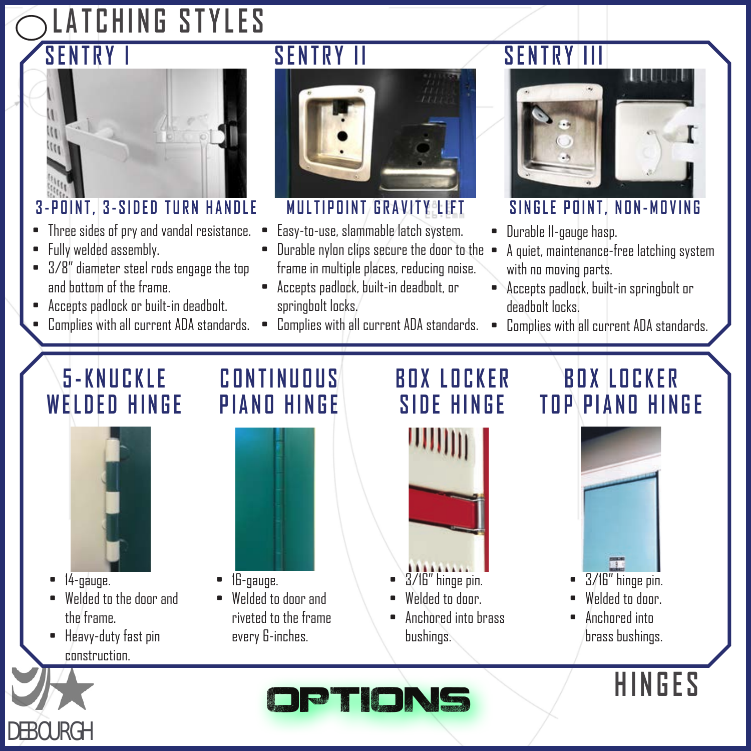# LATCHING STYLES

## SENTRY I

### 3-POINT, 3-SIDED TURN HANDLE

- Three sides of pry and vandal resistance.
- Fully welded assembly.
- 3/8" diameter steel rods engage the top and bottom of the frame.
- Accepts padlock or built-in deadbolt.
- Complies with all current ADA standards.

## SENTRY II

### MULTIPOINT GRAVITY LIFT

- Easy-to-use, slammable latch system.
- Durable nylon clips secure the door to the frame in multiple places, reducing noise.
- Accepts padlock, built-in deadbolt, or springbolt locks.
- Complies with all current ADA standards.

## SENTRY III

### SINGLE POINT, NON-MOVING

- Durable 11-gauge hasp.
- A quiet, maintenance-free latching system with no moving parts.
- Accepts padlock, built-in springbolt or deadbolt locks.
- Complies with all current ADA standards.

# HINGES

## 5-KNUCKLE WELDED HINGE

- 14-gauge.
- Welded to the door and the frame.
- Heavy-duty fast pin construction.

## CONTINUOUS PIANO HINGE

- 16-gauge.
- Welded to door and riveted to the frame every 6-inches.

## BOX LOCKER SIDE HINGE

- 3/16" hinge pin.
- Welded to door.
- Anchored into brass bushings.

## BOX LOCKER TOP PIANO HINGE

- 3/16" hinge pin.
- Welded to door.
- Anchored into brass bushings.

DEBOURGH

OPTIONS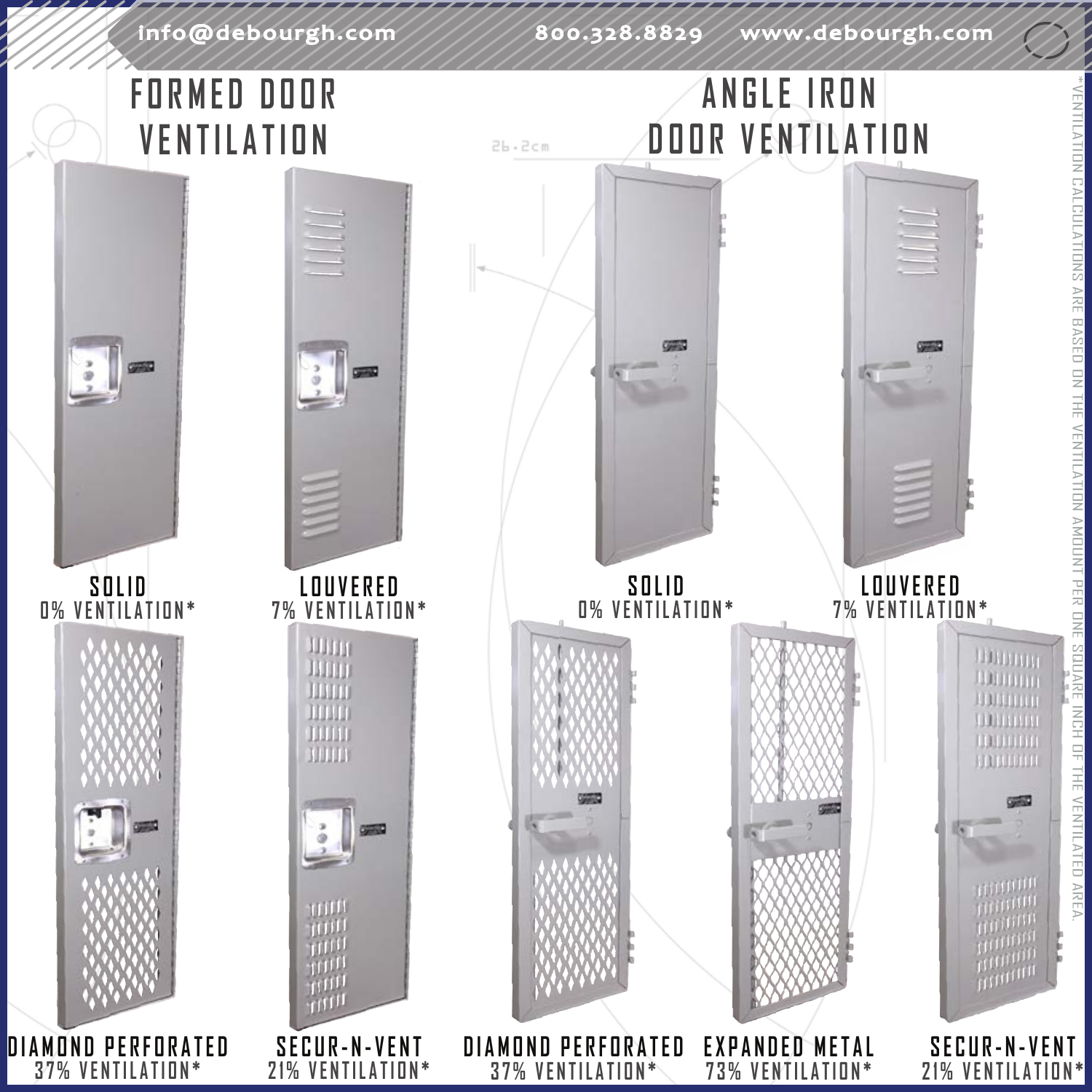info@debourgh.com 800.328.8829 www.debourgh.com

# FORMED DOOR VENTILATION

**SOLID**
0% VENTILATION*

**LOUVERED**
7% VENTILATION*

**DIAMOND PERFORATED**
37% VENTILATION*

**SECUR-N-VENT**
21% VENTILATION*

# ANGLE IRON DOOR VENTILATION

**SOLID**
0% VENTILATION*

**LOUVERED**
7% VENTILATION*

**DIAMOND PERFORATED**
37% VENTILATION*

**EXPANDED METAL**
73% VENTILATION*

**SECUR-N-VENT**
21% VENTILATION*

*VENTILATION CALCULATIONS ARE BASED ON THE VENTILATION AMOUNT PER ONE SQUARE INCH OF THE VENTILATED AREA.